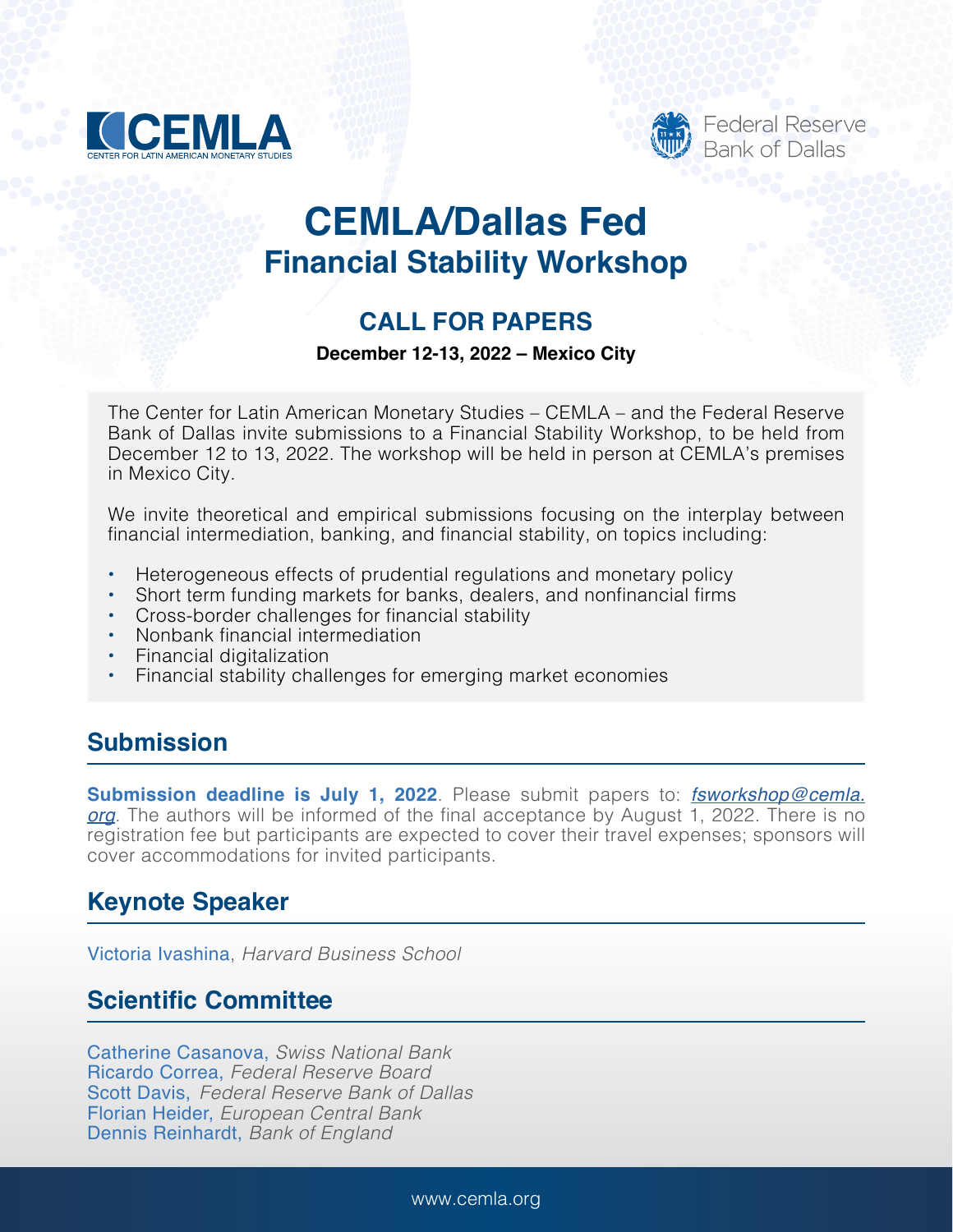CEMLA
CENTER FOR LATIN AMERICAN MONETARY STUDIES

Federal Reserve Bank of Dallas

# CEMLA/Dallas Fed
# Financial Stability Workshop

## CALL FOR PAPERS

**December 12-13, 2022 – Mexico City**

The Center for Latin American Monetary Studies – CEMLA – and the Federal Reserve Bank of Dallas invite submissions to a Financial Stability Workshop, to be held from December 12 to 13, 2022. The workshop will be held in person at CEMLA's premises in Mexico City.

We invite theoretical and empirical submissions focusing on the interplay between financial intermediation, banking, and financial stability, on topics including:

- Heterogeneous effects of prudential regulations and monetary policy
- Short term funding markets for banks, dealers, and nonfinancial firms
- Cross-border challenges for financial stability
- Nonbank financial intermediation
- Financial digitalization
- Financial stability challenges for emerging market economies

## Submission

**Submission deadline is July 1, 2022**. Please submit papers to: *fsworkshop@cemla.org*. The authors will be informed of the final acceptance by August 1, 2022. There is no registration fee but participants are expected to cover their travel expenses; sponsors will cover accommodations for invited participants.

## Keynote Speaker

Victoria Ivashina, *Harvard Business School*

## Scientific Committee

Catherine Casanova, *Swiss National Bank*
Ricardo Correa, *Federal Reserve Board*
Scott Davis, *Federal Reserve Bank of Dallas*
Florian Heider, *European Central Bank*
Dennis Reinhardt, *Bank of England*

www.cemla.org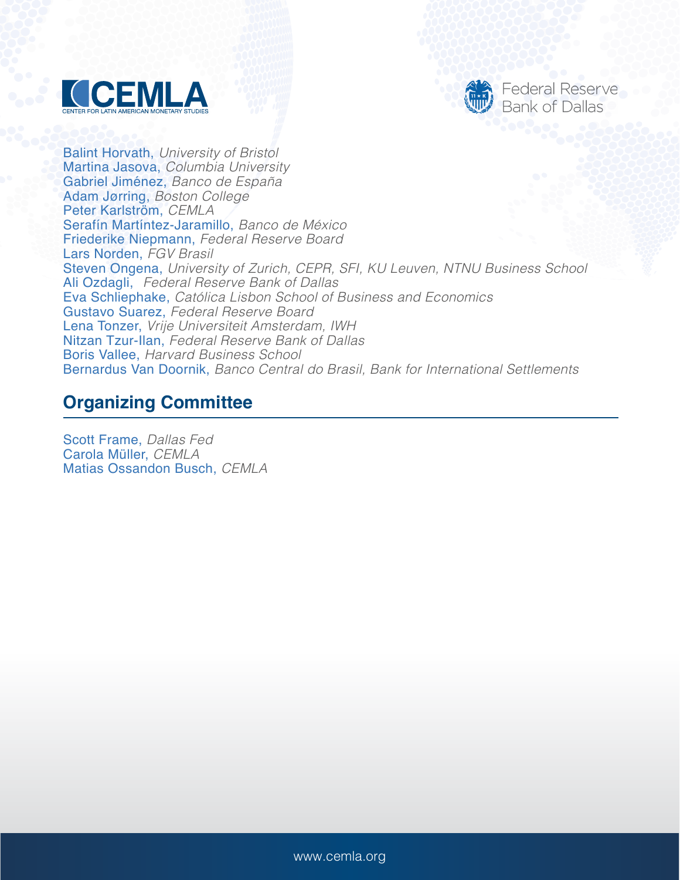Balint Horvath, *University of Bristol*
Martina Jasova, *Columbia University*
Gabriel Jiménez, *Banco de España*
Adam Jørring, *Boston College*
Peter Karlström, *CEMLA*
Serafín Martíntez-Jaramillo, *Banco de México*
Friederike Niepmann, *Federal Reserve Board*
Lars Norden, *FGV Brasil*
Steven Ongena, *University of Zurich, CEPR, SFI, KU Leuven, NTNU Business School*
Ali Ozdagli, *Federal Reserve Bank of Dallas*
Eva Schliephake, *Católica Lisbon School of Business and Economics*
Gustavo Suarez, *Federal Reserve Board*
Lena Tonzer, *Vrije Universiteit Amsterdam, IWH*
Nitzan Tzur-Ilan, *Federal Reserve Bank of Dallas*
Boris Vallee, *Harvard Business School*
Bernardus Van Doornik, *Banco Central do Brasil, Bank for International Settlements*

## Organizing Committee

Scott Frame, *Dallas Fed*
Carola Müller, *CEMLA*
Matias Ossandon Busch, *CEMLA*

www.cemla.org